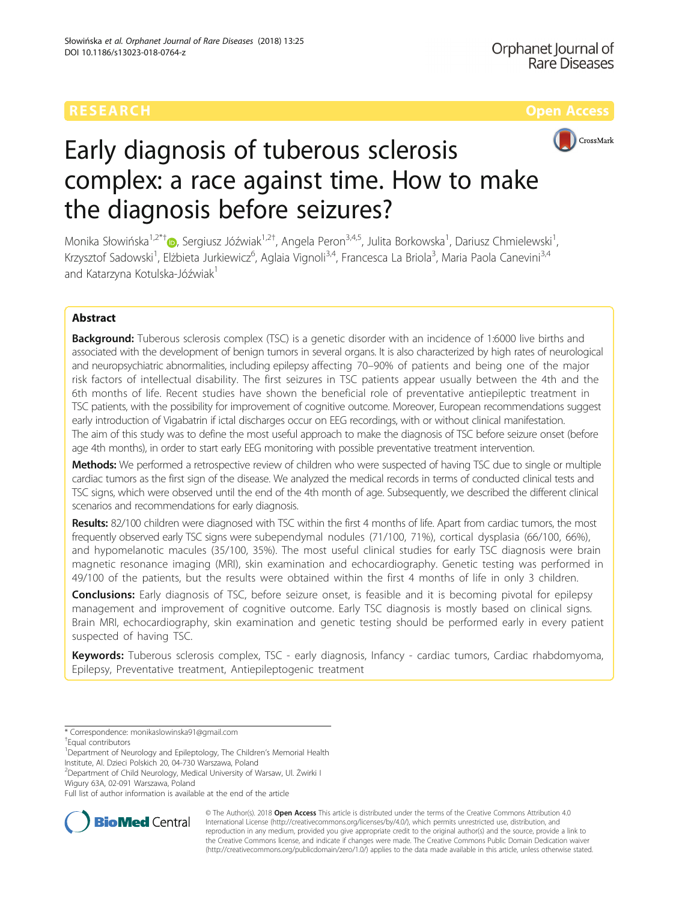RESEARCH Open Access

# Early diagnosis of tuberous sclerosis complex: a race against time. How to make the diagnosis before seizures?

Monika Słowińska[1,2*†], Sergiusz Jóźwiak[1,2†], Angela Peron[3,4,5], Julita Borkowska[1], Dariusz Chmielewski[1], Krzysztof Sadowski[1], Elżbieta Jurkiewicz[6], Aglaia Vignoli[3,4], Francesca La Briola[3], Maria Paola Canevini[3,4] and Katarzyna Kotulska-Jóźwiak[1]

## Abstract

**Background:** Tuberous sclerosis complex (TSC) is a genetic disorder with an incidence of 1:6000 live births and associated with the development of benign tumors in several organs. It is also characterized by high rates of neurological and neuropsychiatric abnormalities, including epilepsy affecting 70–90% of patients and being one of the major risk factors of intellectual disability. The first seizures in TSC patients appear usually between the 4th and the 6th months of life. Recent studies have shown the beneficial role of preventative antiepileptic treatment in TSC patients, with the possibility for improvement of cognitive outcome. Moreover, European recommendations suggest early introduction of Vigabatrin if ictal discharges occur on EEG recordings, with or without clinical manifestation.
The aim of this study was to define the most useful approach to make the diagnosis of TSC before seizure onset (before age 4th months), in order to start early EEG monitoring with possible preventative treatment intervention.

**Methods:** We performed a retrospective review of children who were suspected of having TSC due to single or multiple cardiac tumors as the first sign of the disease. We analyzed the medical records in terms of conducted clinical tests and TSC signs, which were observed until the end of the 4th month of age. Subsequently, we described the different clinical scenarios and recommendations for early diagnosis.

**Results:** 82/100 children were diagnosed with TSC within the first 4 months of life. Apart from cardiac tumors, the most frequently observed early TSC signs were subependymal nodules (71/100, 71%), cortical dysplasia (66/100, 66%), and hypomelanotic macules (35/100, 35%). The most useful clinical studies for early TSC diagnosis were brain magnetic resonance imaging (MRI), skin examination and echocardiography. Genetic testing was performed in 49/100 of the patients, but the results were obtained within the first 4 months of life in only 3 children.

**Conclusions:** Early diagnosis of TSC, before seizure onset, is feasible and it is becoming pivotal for epilepsy management and improvement of cognitive outcome. Early TSC diagnosis is mostly based on clinical signs. Brain MRI, echocardiography, skin examination and genetic testing should be performed early in every patient suspected of having TSC.

**Keywords:** Tuberous sclerosis complex, TSC - early diagnosis, Infancy - cardiac tumors, Cardiac rhabdomyoma, Epilepsy, Preventative treatment, Antiepileptogenic treatment

---

\* Correspondence: monikaslowinska91@gmail.com

†Equal contributors

[1]Department of Neurology and Epileptology, The Children's Memorial Health Institute, Al. Dzieci Polskich 20, 04-730 Warszawa, Poland

[2]Department of Child Neurology, Medical University of Warsaw, Ul. Żwirki I Wigury 63A, 02-091 Warszawa, Poland

Full list of author information is available at the end of the article

© The Author(s). 2018 **Open Access** This article is distributed under the terms of the Creative Commons Attribution 4.0 International License (http://creativecommons.org/licenses/by/4.0/), which permits unrestricted use, distribution, and reproduction in any medium, provided you give appropriate credit to the original author(s) and the source, provide a link to the Creative Commons license, and indicate if changes were made. The Creative Commons Public Domain Dedication waiver (http://creativecommons.org/publicdomain/zero/1.0/) applies to the data made available in this article, unless otherwise stated.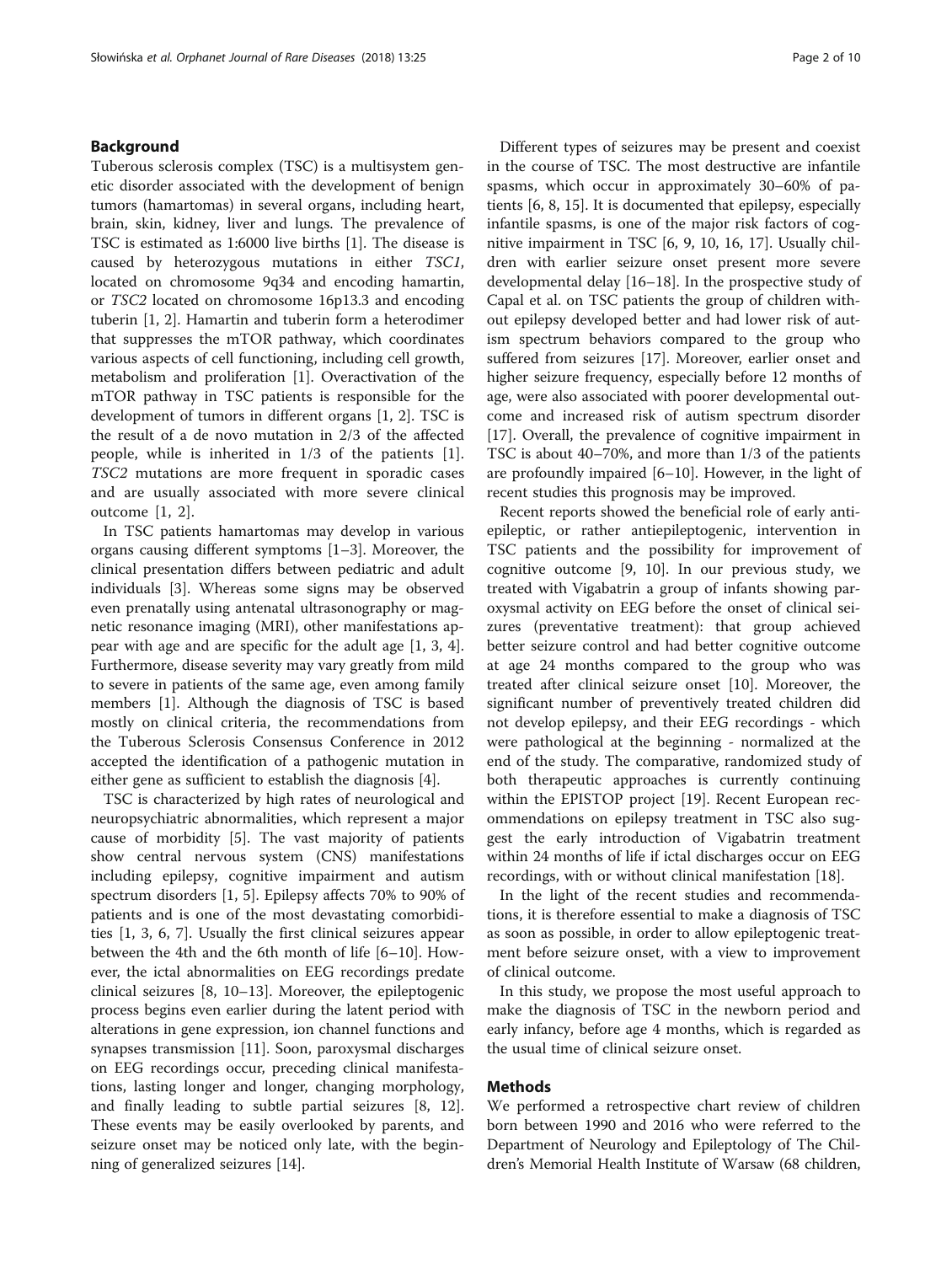## Background

Tuberous sclerosis complex (TSC) is a multisystem genetic disorder associated with the development of benign tumors (hamartomas) in several organs, including heart, brain, skin, kidney, liver and lungs. The prevalence of TSC is estimated as 1:6000 live births [1]. The disease is caused by heterozygous mutations in either *TSC1*, located on chromosome 9q34 and encoding hamartin, or *TSC2* located on chromosome 16p13.3 and encoding tuberin [1, 2]. Hamartin and tuberin form a heterodimer that suppresses the mTOR pathway, which coordinates various aspects of cell functioning, including cell growth, metabolism and proliferation [1]. Overactivation of the mTOR pathway in TSC patients is responsible for the development of tumors in different organs [1, 2]. TSC is the result of a de novo mutation in 2/3 of the affected people, while is inherited in 1/3 of the patients [1]. *TSC2* mutations are more frequent in sporadic cases and are usually associated with more severe clinical outcome [1, 2].

In TSC patients hamartomas may develop in various organs causing different symptoms [1–3]. Moreover, the clinical presentation differs between pediatric and adult individuals [3]. Whereas some signs may be observed even prenatally using antenatal ultrasonography or magnetic resonance imaging (MRI), other manifestations appear with age and are specific for the adult age [1, 3, 4]. Furthermore, disease severity may vary greatly from mild to severe in patients of the same age, even among family members [1]. Although the diagnosis of TSC is based mostly on clinical criteria, the recommendations from the Tuberous Sclerosis Consensus Conference in 2012 accepted the identification of a pathogenic mutation in either gene as sufficient to establish the diagnosis [4].

TSC is characterized by high rates of neurological and neuropsychiatric abnormalities, which represent a major cause of morbidity [5]. The vast majority of patients show central nervous system (CNS) manifestations including epilepsy, cognitive impairment and autism spectrum disorders [1, 5]. Epilepsy affects 70% to 90% of patients and is one of the most devastating comorbidities [1, 3, 6, 7]. Usually the first clinical seizures appear between the 4th and the 6th month of life [6–10]. However, the ictal abnormalities on EEG recordings predate clinical seizures [8, 10–13]. Moreover, the epileptogenic process begins even earlier during the latent period with alterations in gene expression, ion channel functions and synapses transmission [11]. Soon, paroxysmal discharges on EEG recordings occur, preceding clinical manifestations, lasting longer and longer, changing morphology, and finally leading to subtle partial seizures [8, 12]. These events may be easily overlooked by parents, and seizure onset may be noticed only late, with the beginning of generalized seizures [14].

Different types of seizures may be present and coexist in the course of TSC. The most destructive are infantile spasms, which occur in approximately 30–60% of patients [6, 8, 15]. It is documented that epilepsy, especially infantile spasms, is one of the major risk factors of cognitive impairment in TSC [6, 9, 10, 16, 17]. Usually children with earlier seizure onset present more severe developmental delay [16–18]. In the prospective study of Capal et al. on TSC patients the group of children without epilepsy developed better and had lower risk of autism spectrum behaviors compared to the group who suffered from seizures [17]. Moreover, earlier onset and higher seizure frequency, especially before 12 months of age, were also associated with poorer developmental outcome and increased risk of autism spectrum disorder [17]. Overall, the prevalence of cognitive impairment in TSC is about 40–70%, and more than 1/3 of the patients are profoundly impaired [6–10]. However, in the light of recent studies this prognosis may be improved.

Recent reports showed the beneficial role of early antiepileptic, or rather antiepileptogenic, intervention in TSC patients and the possibility for improvement of cognitive outcome [9, 10]. In our previous study, we treated with Vigabatrin a group of infants showing paroxysmal activity on EEG before the onset of clinical seizures (preventative treatment): that group achieved better seizure control and had better cognitive outcome at age 24 months compared to the group who was treated after clinical seizure onset [10]. Moreover, the significant number of preventively treated children did not develop epilepsy, and their EEG recordings - which were pathological at the beginning - normalized at the end of the study. The comparative, randomized study of both therapeutic approaches is currently continuing within the EPISTOP project [19]. Recent European recommendations on epilepsy treatment in TSC also suggest the early introduction of Vigabatrin treatment within 24 months of life if ictal discharges occur on EEG recordings, with or without clinical manifestation [18].

In the light of the recent studies and recommendations, it is therefore essential to make a diagnosis of TSC as soon as possible, in order to allow epileptogenic treatment before seizure onset, with a view to improvement of clinical outcome.

In this study, we propose the most useful approach to make the diagnosis of TSC in the newborn period and early infancy, before age 4 months, which is regarded as the usual time of clinical seizure onset.

## Methods

We performed a retrospective chart review of children born between 1990 and 2016 who were referred to the Department of Neurology and Epileptology of The Children's Memorial Health Institute of Warsaw (68 children,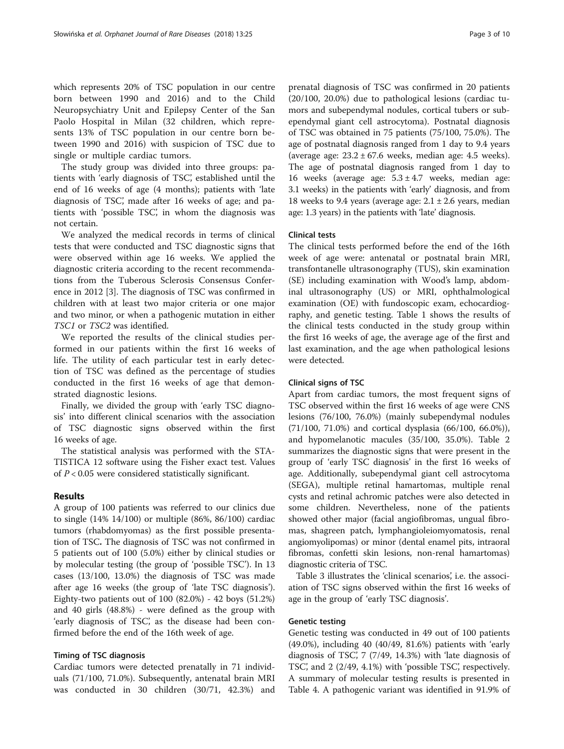which represents 20% of TSC population in our centre born between 1990 and 2016) and to the Child Neuropsychiatry Unit and Epilepsy Center of the San Paolo Hospital in Milan (32 children, which represents 13% of TSC population in our centre born between 1990 and 2016) with suspicion of TSC due to single or multiple cardiac tumors.

The study group was divided into three groups: patients with 'early diagnosis of TSC', established until the end of 16 weeks of age (4 months); patients with 'late diagnosis of TSC', made after 16 weeks of age; and patients with 'possible TSC', in whom the diagnosis was not certain.

We analyzed the medical records in terms of clinical tests that were conducted and TSC diagnostic signs that were observed within age 16 weeks. We applied the diagnostic criteria according to the recent recommendations from the Tuberous Sclerosis Consensus Conference in 2012 [3]. The diagnosis of TSC was confirmed in children with at least two major criteria or one major and two minor, or when a pathogenic mutation in either *TSC1* or *TSC2* was identified.

We reported the results of the clinical studies performed in our patients within the first 16 weeks of life. The utility of each particular test in early detection of TSC was defined as the percentage of studies conducted in the first 16 weeks of age that demonstrated diagnostic lesions.

Finally, we divided the group with 'early TSC diagnosis' into different clinical scenarios with the association of TSC diagnostic signs observed within the first 16 weeks of age.

The statistical analysis was performed with the STATISTICA 12 software using the Fisher exact test. Values of $P < 0.05$ were considered statistically significant.

## Results

A group of 100 patients was referred to our clinics due to single (14% 14/100) or multiple (86%, 86/100) cardiac tumors (rhabdomyomas) as the first possible presentation of TSC**.** The diagnosis of TSC was not confirmed in 5 patients out of 100 (5.0%) either by clinical studies or by molecular testing (the group of 'possible TSC'). In 13 cases (13/100, 13.0%) the diagnosis of TSC was made after age 16 weeks (the group of 'late TSC diagnosis'). Eighty-two patients out of 100 (82.0%) - 42 boys (51.2%) and 40 girls (48.8%) - were defined as the group with 'early diagnosis of TSC', as the disease had been confirmed before the end of the 16th week of age.

### Timing of TSC diagnosis

Cardiac tumors were detected prenatally in 71 individuals (71/100, 71.0%). Subsequently, antenatal brain MRI was conducted in 30 children (30/71, 42.3%) and prenatal diagnosis of TSC was confirmed in 20 patients (20/100, 20.0%) due to pathological lesions (cardiac tumors and subependymal nodules, cortical tubers or subependymal giant cell astrocytoma). Postnatal diagnosis of TSC was obtained in 75 patients (75/100, 75.0%). The age of postnatal diagnosis ranged from 1 day to 9.4 years (average age: $23.2 \pm 67.6$ weeks, median age: 4.5 weeks). The age of postnatal diagnosis ranged from 1 day to 16 weeks (average age: $5.3 \pm 4.7$ weeks, median age: 3.1 weeks) in the patients with 'early' diagnosis, and from 18 weeks to 9.4 years (average age: $2.1 \pm 2.6$ years, median age: 1.3 years) in the patients with 'late' diagnosis.

### Clinical tests

The clinical tests performed before the end of the 16th week of age were: antenatal or postnatal brain MRI, transfontanelle ultrasonography (TUS), skin examination (SE) including examination with Wood's lamp, abdominal ultrasonography (US) or MRI, ophthalmological examination (OE) with fundoscopic exam, echocardiography, and genetic testing. Table 1 shows the results of the clinical tests conducted in the study group within the first 16 weeks of age, the average age of the first and last examination, and the age when pathological lesions were detected.

### Clinical signs of TSC

Apart from cardiac tumors, the most frequent signs of TSC observed within the first 16 weeks of age were CNS lesions (76/100, 76.0%) (mainly subependymal nodules (71/100, 71.0%) and cortical dysplasia (66/100, 66.0%)), and hypomelanotic macules (35/100, 35.0%). Table 2 summarizes the diagnostic signs that were present in the group of 'early TSC diagnosis' in the first 16 weeks of age. Additionally, subependymal giant cell astrocytoma (SEGA), multiple retinal hamartomas, multiple renal cysts and retinal achromic patches were also detected in some children. Nevertheless, none of the patients showed other major (facial angiofibromas, ungual fibromas, shagreen patch, lymphangioleiomyomatosis, renal angiomyolipomas) or minor (dental enamel pits, intraoral fibromas, confetti skin lesions, non-renal hamartomas) diagnostic criteria of TSC.

Table 3 illustrates the 'clinical scenarios', i.e. the association of TSC signs observed within the first 16 weeks of age in the group of 'early TSC diagnosis'.

### Genetic testing

Genetic testing was conducted in 49 out of 100 patients (49.0%), including 40 (40/49, 81.6%) patients with 'early diagnosis of TSC', 7 (7/49, 14.3%) with 'late diagnosis of TSC', and 2 (2/49, 4.1%) with 'possible TSC', respectively. A summary of molecular testing results is presented in Table 4. A pathogenic variant was identified in 91.9% of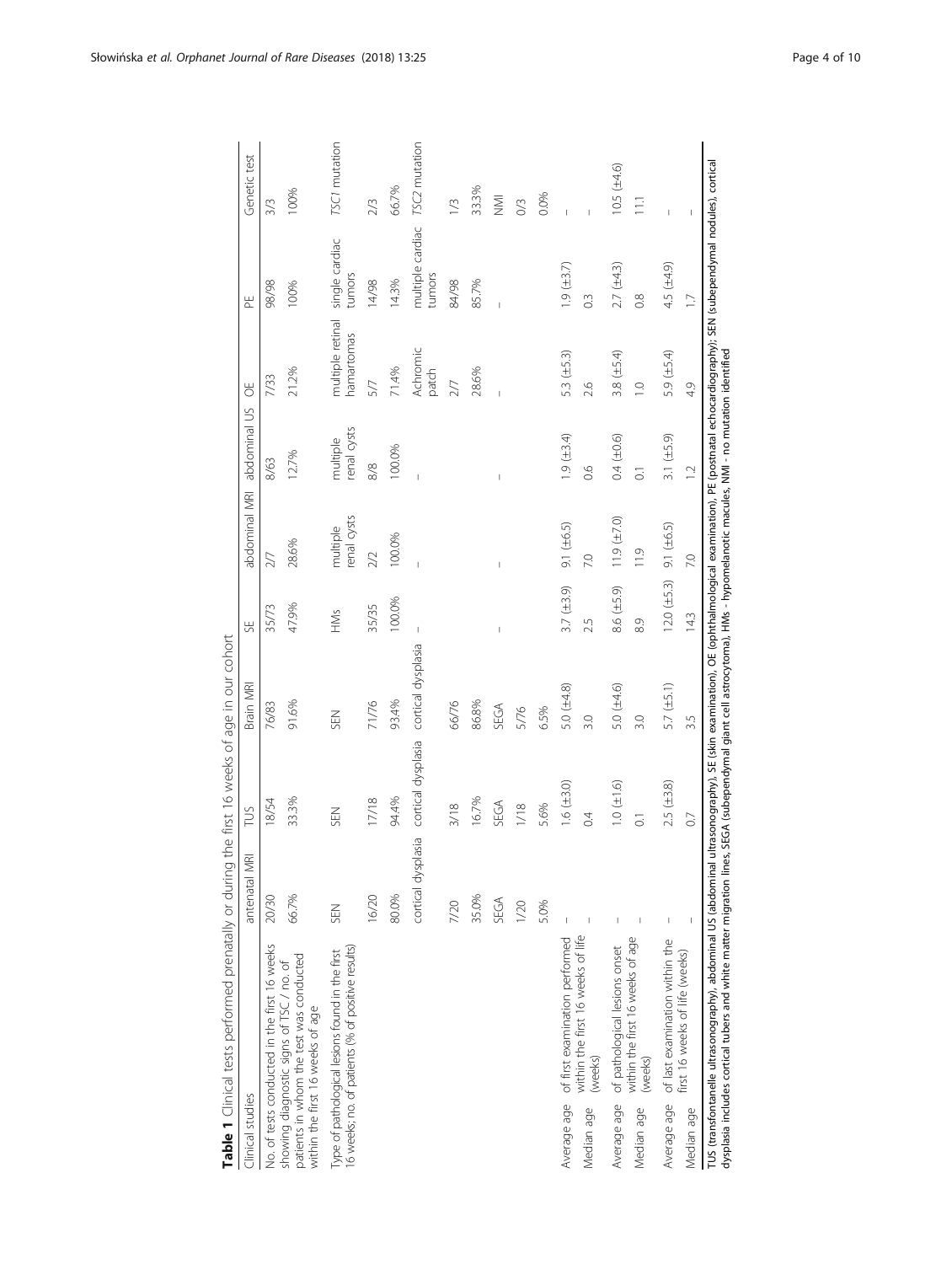**Table 1** Clinical tests performed prenatally or during the first 16 weeks of age in our cohort

| Clinical studies | | antenatal MRI | TUS | Brain MRI | SE | abdominal MRI | abdominal US | OE | PE | Genetic test |
|---|---|---|---|---|---|---|---|---|---|---|
| No. of tests conducted in the first 16 weeks showing diagnostic signs of TSC / no. of patients in whom the test was conducted within the first 16 weeks of age | | 20/30 | 18/54 | 76/83 | 35/73 | 2/7 | 8/63 | 7/33 | 98/98 | 3/3 |
| | | 66.7% | 33.3% | 91.6% | 47.9% | 28.6% | 12.7% | 21.2% | 100% | 100% |
| Type of pathological lesions found in the first 16 weeks; no. of patients (% of positive results) | | SEN | SEN | SEN | HMs | multiple renal cysts | multiple renal cysts | multiple retinal hamartomas | single cardiac tumors | *TSC1* mutation |
| | | 16/20 | 17/18 | 71/76 | 35/35 | 2/2 | 8/8 | 5/7 | 14/98 | 2/3 |
| | | 80.0% | 94.4% | 93.4% | 100.0% | 100.0% | 100.0% | 71.4% | 14.3% | 66.7% |
| | | cortical dysplasia | cortical dysplasia | cortical dysplasia | – | – | – | Achromic patch | multiple cardiac tumors | *TSC2* mutation |
| | | 7/20 | 3/18 | 66/76 | | | | 2/7 | 84/98 | 1/3 |
| | | 35.0% | 16.7% | 86.8% | | | | 28.6% | 85.7% | 33.3% |
| | | SEGA | SEGA | SEGA | – | – | – | – | – | NMI |
| | | 1/20 | 1/18 | 5/76 | | | | | | 0/3 |
| | | 5.0% | 5.6% | 6.5% | | | | | | 0.0% |
| Average age | of first examination performed within the first 16 weeks of life (weeks) | – | 1.6 (±3.0) | 5.0 (±4.8) | 3.7 (±3.9) | 9.1 (±6.5) | 1.9 (±3.4) | 5.3 (±5.3) | 1.9 (±3.7) | – |
| Median age | | – | 0.4 | 3.0 | 2.5 | 7.0 | 0.6 | 2.6 | 0.3 | – |
| Average age | of pathological lesions onset within the first 16 weeks of age (weeks) | – | 1.0 (±1.6) | 5.0 (±4.6) | 8.6 (±5.9) | 11.9 (±7.0) | 0.4 (±0.6) | 3.8 (±5.4) | 2.7 (±4.3) | 10.5 (±4.6) |
| Median age | | – | 0.1 | 3.0 | 8.9 | 11.9 | 0.1 | 1.0 | 0.8 | 11.1 |
| Average age | of last examination within the first 16 weeks of life (weeks) | – | 2.5 (±3.8) | 5.7 (±5.1) | 12.0 (±5.3) | 9.1 (±6.5) | 3.1 (±5.9) | 5.9 (±5.4) | 4.5 (±4.9) | – |
| Median age | | – | 0.7 | 3.5 | 14.3 | 7.0 | 1.2 | 4.9 | 1.7 | – |

TUS (transfontanelle ultrasonography), abdominal US (abdominal ultrasonography), SE (skin examination), OE (ophthalmological examination), PE (postnatal echocardiography); SEN (subependymal nodules); cortical dysplasia includes cortical tubers and white matter migration lines, SEGA (subependymal giant cell astrocytoma), HMs - hypomelanotic macules, NMI - no mutation identified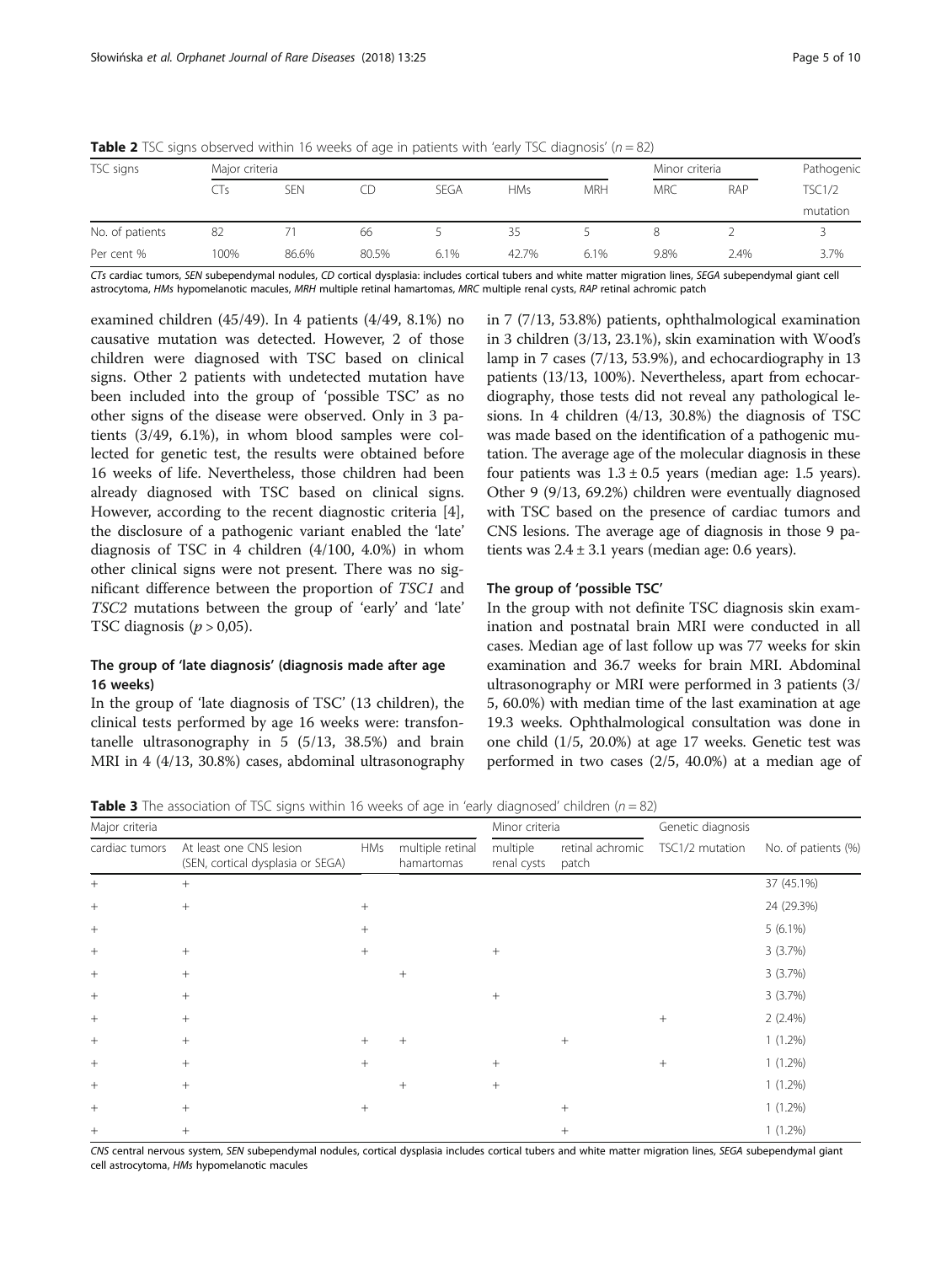**Table 2** TSC signs observed within 16 weeks of age in patients with 'early TSC diagnosis' ($n = 82$)

| TSC signs | Major criteria | | | | | | Minor criteria | | Pathogenic |
|---|---|---|---|---|---|---|---|---|---|
| | CTs | SEN | CD | SEGA | HMs | MRH | MRC | RAP | TSC1/2 mutation |
| No. of patients | 82 | 71 | 66 | 5 | 35 | 5 | 8 | 2 | 3 |
| Per cent % | 100% | 86.6% | 80.5% | 6.1% | 42.7% | 6.1% | 9.8% | 2.4% | 3.7% |

*CTs* cardiac tumors, *SEN* subependymal nodules, *CD* cortical dysplasia: includes cortical tubers and white matter migration lines, *SEGA* subependymal giant cell astrocytoma, *HMs* hypomelanotic macules, *MRH* multiple retinal hamartomas, *MRC* multiple renal cysts, *RAP* retinal achromic patch

examined children (45/49). In 4 patients (4/49, 8.1%) no causative mutation was detected. However, 2 of those children were diagnosed with TSC based on clinical signs. Other 2 patients with undetected mutation have been included into the group of 'possible TSC' as no other signs of the disease were observed. Only in 3 patients (3/49, 6.1%), in whom blood samples were collected for genetic test, the results were obtained before 16 weeks of life. Nevertheless, those children had been already diagnosed with TSC based on clinical signs. However, according to the recent diagnostic criteria [4], the disclosure of a pathogenic variant enabled the 'late' diagnosis of TSC in 4 children (4/100, 4.0%) in whom other clinical signs were not present. There was no significant difference between the proportion of *TSC1* and *TSC2* mutations between the group of 'early' and 'late' TSC diagnosis ($p > 0{,}05$).

### The group of 'late diagnosis' (diagnosis made after age 16 weeks)

In the group of 'late diagnosis of TSC' (13 children), the clinical tests performed by age 16 weeks were: transfontanelle ultrasonography in 5 (5/13, 38.5%) and brain MRI in 4 (4/13, 30.8%) cases, abdominal ultrasonography in 7 (7/13, 53.8%) patients, ophthalmological examination in 3 children (3/13, 23.1%), skin examination with Wood's lamp in 7 cases (7/13, 53.9%), and echocardiography in 13 patients (13/13, 100%). Nevertheless, apart from echocardiography, those tests did not reveal any pathological lesions. In 4 children (4/13, 30.8%) the diagnosis of TSC was made based on the identification of a pathogenic mutation. The average age of the molecular diagnosis in these four patients was $1.3 \pm 0.5$ years (median age: 1.5 years). Other 9 (9/13, 69.2%) children were eventually diagnosed with TSC based on the presence of cardiac tumors and CNS lesions. The average age of diagnosis in those 9 patients was $2.4 \pm 3.1$ years (median age: 0.6 years).

### The group of 'possible TSC'

In the group with not definite TSC diagnosis skin examination and postnatal brain MRI were conducted in all cases. Median age of last follow up was 77 weeks for skin examination and 36.7 weeks for brain MRI. Abdominal ultrasonography or MRI were performed in 3 patients (3/5, 60.0%) with median time of the last examination at age 19.3 weeks. Ophthalmological consultation was done in one child (1/5, 20.0%) at age 17 weeks. Genetic test was performed in two cases (2/5, 40.0%) at a median age of

**Table 3** The association of TSC signs within 16 weeks of age in 'early diagnosed' children ($n = 82$)

| Major criteria | | | | Minor criteria | | Genetic diagnosis | |
|---|---|---|---|---|---|---|---|
| cardiac tumors | At least one CNS lesion (SEN, cortical dysplasia or SEGA) | HMs | multiple retinal hamartomas | multiple renal cysts | retinal achromic patch | TSC1/2 mutation | No. of patients (%) |
| + | + | | | | | | 37 (45.1%) |
| + | + | + | | | | | 24 (29.3%) |
| + | | + | | | | | 5 (6.1%) |
| + | + | + | | + | | | 3 (3.7%) |
| + | + | | + | | | | 3 (3.7%) |
| + | + | | | + | | | 3 (3.7%) |
| + | + | | | | | + | 2 (2.4%) |
| + | + | + | + | | + | | 1 (1.2%) |
| + | + | + | | + | | + | 1 (1.2%) |
| + | + | | + | + | | | 1 (1.2%) |
| + | + | + | | | + | | 1 (1.2%) |
| + | + | | | | + | | 1 (1.2%) |

*CNS* central nervous system, *SEN* subependymal nodules, cortical dysplasia includes cortical tubers and white matter migration lines, *SEGA* subependymal giant cell astrocytoma, *HMs* hypomelanotic macules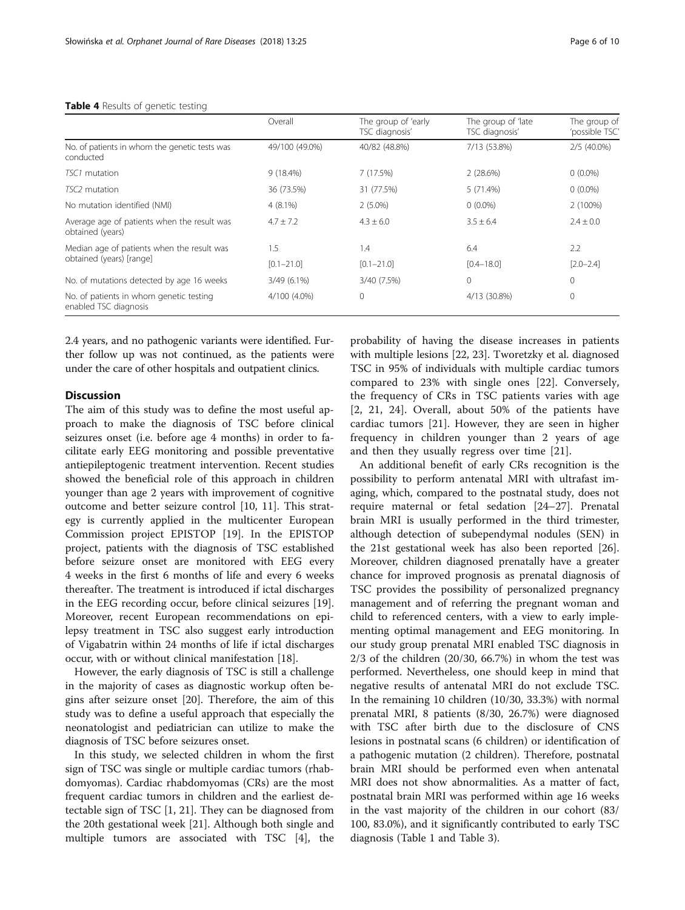**Table 4** Results of genetic testing

| | Overall | The group of 'early TSC diagnosis' | The group of 'late TSC diagnosis' | The group of 'possible TSC' |
|---|---|---|---|---|
| No. of patients in whom the genetic tests was conducted | 49/100 (49.0%) | 40/82 (48.8%) | 7/13 (53.8%) | 2/5 (40.0%) |
| *TSC1* mutation | 9 (18.4%) | 7 (17.5%) | 2 (28.6%) | 0 (0.0%) |
| *TSC2* mutation | 36 (73.5%) | 31 (77.5%) | 5 (71.4%) | 0 (0.0%) |
| No mutation identified (NMI) | 4 (8.1%) | 2 (5.0%) | 0 (0.0%) | 2 (100%) |
| Average age of patients when the result was obtained (years) | 4.7 ± 7.2 | 4.3 ± 6.0 | 3.5 ± 6.4 | 2.4 ± 0.0 |
| Median age of patients when the result was obtained (years) [range] | 1.5 [0.1–21.0] | 1.4 [0.1–21.0] | 6.4 [0.4–18.0] | 2.2 [2.0–2.4] |
| No. of mutations detected by age 16 weeks | 3/49 (6.1%) | 3/40 (7.5%) | 0 | 0 |
| No. of patients in whom genetic testing enabled TSC diagnosis | 4/100 (4.0%) | 0 | 4/13 (30.8%) | 0 |

2.4 years, and no pathogenic variants were identified. Further follow up was not continued, as the patients were under the care of other hospitals and outpatient clinics.

## Discussion

The aim of this study was to define the most useful approach to make the diagnosis of TSC before clinical seizures onset (i.e. before age 4 months) in order to facilitate early EEG monitoring and possible preventative antiepileptogenic treatment intervention. Recent studies showed the beneficial role of this approach in children younger than age 2 years with improvement of cognitive outcome and better seizure control [10, 11]. This strategy is currently applied in the multicenter European Commission project EPISTOP [19]. In the EPISTOP project, patients with the diagnosis of TSC established before seizure onset are monitored with EEG every 4 weeks in the first 6 months of life and every 6 weeks thereafter. The treatment is introduced if ictal discharges in the EEG recording occur, before clinical seizures [19]. Moreover, recent European recommendations on epilepsy treatment in TSC also suggest early introduction of Vigabatrin within 24 months of life if ictal discharges occur, with or without clinical manifestation [18].

However, the early diagnosis of TSC is still a challenge in the majority of cases as diagnostic workup often begins after seizure onset [20]. Therefore, the aim of this study was to define a useful approach that especially the neonatologist and pediatrician can utilize to make the diagnosis of TSC before seizures onset.

In this study, we selected children in whom the first sign of TSC was single or multiple cardiac tumors (rhabdomyomas). Cardiac rhabdomyomas (CRs) are the most frequent cardiac tumors in children and the earliest detectable sign of TSC [1, 21]. They can be diagnosed from the 20th gestational week [21]. Although both single and multiple tumors are associated with TSC [4], the probability of having the disease increases in patients with multiple lesions [22, 23]. Tworetzky et al. diagnosed TSC in 95% of individuals with multiple cardiac tumors compared to 23% with single ones [22]. Conversely, the frequency of CRs in TSC patients varies with age [2, 21, 24]. Overall, about 50% of the patients have cardiac tumors [21]. However, they are seen in higher frequency in children younger than 2 years of age and then they usually regress over time [21].

An additional benefit of early CRs recognition is the possibility to perform antenatal MRI with ultrafast imaging, which, compared to the postnatal study, does not require maternal or fetal sedation [24–27]. Prenatal brain MRI is usually performed in the third trimester, although detection of subependymal nodules (SEN) in the 21st gestational week has also been reported [26]. Moreover, children diagnosed prenatally have a greater chance for improved prognosis as prenatal diagnosis of TSC provides the possibility of personalized pregnancy management and of referring the pregnant woman and child to referenced centers, with a view to early implementing optimal management and EEG monitoring. In our study group prenatal MRI enabled TSC diagnosis in 2/3 of the children (20/30, 66.7%) in whom the test was performed. Nevertheless, one should keep in mind that negative results of antenatal MRI do not exclude TSC. In the remaining 10 children (10/30, 33.3%) with normal prenatal MRI, 8 patients (8/30, 26.7%) were diagnosed with TSC after birth due to the disclosure of CNS lesions in postnatal scans (6 children) or identification of a pathogenic mutation (2 children). Therefore, postnatal brain MRI should be performed even when antenatal MRI does not show abnormalities. As a matter of fact, postnatal brain MRI was performed within age 16 weeks in the vast majority of the children in our cohort (83/100, 83.0%), and it significantly contributed to early TSC diagnosis (Table 1 and Table 3).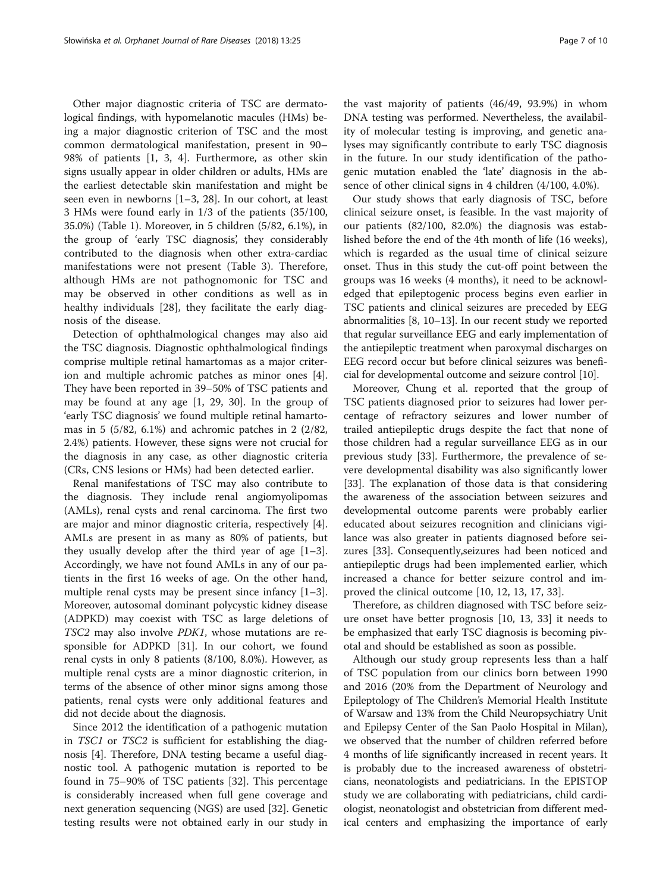Other major diagnostic criteria of TSC are dermatological findings, with hypomelanotic macules (HMs) being a major diagnostic criterion of TSC and the most common dermatological manifestation, present in 90–98% of patients [1, 3, 4]. Furthermore, as other skin signs usually appear in older children or adults, HMs are the earliest detectable skin manifestation and might be seen even in newborns [1–3, 28]. In our cohort, at least 3 HMs were found early in 1/3 of the patients (35/100, 35.0%) (Table 1). Moreover, in 5 children (5/82, 6.1%), in the group of 'early TSC diagnosis', they considerably contributed to the diagnosis when other extra-cardiac manifestations were not present (Table 3). Therefore, although HMs are not pathognomonic for TSC and may be observed in other conditions as well as in healthy individuals [28], they facilitate the early diagnosis of the disease.

Detection of ophthalmological changes may also aid the TSC diagnosis. Diagnostic ophthalmological findings comprise multiple retinal hamartomas as a major criterion and multiple achromic patches as minor ones [4]. They have been reported in 39–50% of TSC patients and may be found at any age [1, 29, 30]. In the group of 'early TSC diagnosis' we found multiple retinal hamartomas in 5 (5/82, 6.1%) and achromic patches in 2 (2/82, 2.4%) patients. However, these signs were not crucial for the diagnosis in any case, as other diagnostic criteria (CRs, CNS lesions or HMs) had been detected earlier.

Renal manifestations of TSC may also contribute to the diagnosis. They include renal angiomyolipomas (AMLs), renal cysts and renal carcinoma. The first two are major and minor diagnostic criteria, respectively [4]. AMLs are present in as many as 80% of patients, but they usually develop after the third year of age [1–3]. Accordingly, we have not found AMLs in any of our patients in the first 16 weeks of age. On the other hand, multiple renal cysts may be present since infancy [1–3]. Moreover, autosomal dominant polycystic kidney disease (ADPKD) may coexist with TSC as large deletions of *TSC2* may also involve *PDK1*, whose mutations are responsible for ADPKD [31]. In our cohort, we found renal cysts in only 8 patients (8/100, 8.0%). However, as multiple renal cysts are a minor diagnostic criterion, in terms of the absence of other minor signs among those patients, renal cysts were only additional features and did not decide about the diagnosis.

Since 2012 the identification of a pathogenic mutation in *TSC1* or *TSC2* is sufficient for establishing the diagnosis [4]. Therefore, DNA testing became a useful diagnostic tool. A pathogenic mutation is reported to be found in 75–90% of TSC patients [32]. This percentage is considerably increased when full gene coverage and next generation sequencing (NGS) are used [32]. Genetic testing results were not obtained early in our study in the vast majority of patients (46/49, 93.9%) in whom DNA testing was performed. Nevertheless, the availability of molecular testing is improving, and genetic analyses may significantly contribute to early TSC diagnosis in the future. In our study identification of the pathogenic mutation enabled the 'late' diagnosis in the absence of other clinical signs in 4 children (4/100, 4.0%).

Our study shows that early diagnosis of TSC, before clinical seizure onset, is feasible. In the vast majority of our patients (82/100, 82.0%) the diagnosis was established before the end of the 4th month of life (16 weeks), which is regarded as the usual time of clinical seizure onset. Thus in this study the cut-off point between the groups was 16 weeks (4 months), it need to be acknowledged that epileptogenic process begins even earlier in TSC patients and clinical seizures are preceded by EEG abnormalities [8, 10–13]. In our recent study we reported that regular surveillance EEG and early implementation of the antiepileptic treatment when paroxymal discharges on EEG record occur but before clinical seizures was beneficial for developmental outcome and seizure control [10].

Moreover, Chung et al. reported that the group of TSC patients diagnosed prior to seizures had lower percentage of refractory seizures and lower number of trailed antiepileptic drugs despite the fact that none of those children had a regular surveillance EEG as in our previous study [33]. Furthermore, the prevalence of severe developmental disability was also significantly lower [33]. The explanation of those data is that considering the awareness of the association between seizures and developmental outcome parents were probably earlier educated about seizures recognition and clinicians vigilance was also greater in patients diagnosed before seizures [33]. Consequently,seizures had been noticed and antiepileptic drugs had been implemented earlier, which increased a chance for better seizure control and improved the clinical outcome [10, 12, 13, 17, 33].

Therefore, as children diagnosed with TSC before seizure onset have better prognosis [10, 13, 33] it needs to be emphasized that early TSC diagnosis is becoming pivotal and should be established as soon as possible.

Although our study group represents less than a half of TSC population from our clinics born between 1990 and 2016 (20% from the Department of Neurology and Epileptology of The Children's Memorial Health Institute of Warsaw and 13% from the Child Neuropsychiatry Unit and Epilepsy Center of the San Paolo Hospital in Milan), we observed that the number of children referred before 4 months of life significantly increased in recent years. It is probably due to the increased awareness of obstetricians, neonatologists and pediatricians. In the EPISTOP study we are collaborating with pediatricians, child cardiologist, neonatologist and obstetrician from different medical centers and emphasizing the importance of early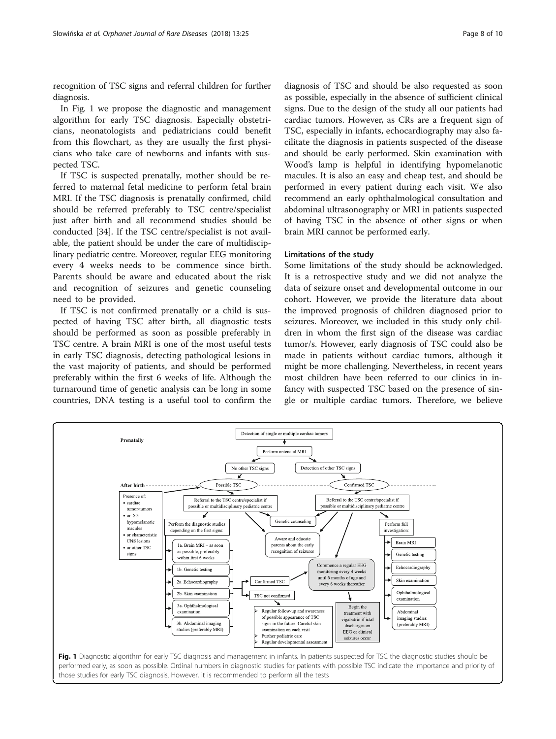recognition of TSC signs and referral children for further diagnosis.

In Fig. 1 we propose the diagnostic and management algorithm for early TSC diagnosis. Especially obstetricians, neonatologists and pediatricians could benefit from this flowchart, as they are usually the first physicians who take care of newborns and infants with suspected TSC.

If TSC is suspected prenatally, mother should be referred to maternal fetal medicine to perform fetal brain MRI. If the TSC diagnosis is prenatally confirmed, child should be referred preferably to TSC centre/specialist just after birth and all recommend studies should be conducted [34]. If the TSC centre/specialist is not available, the patient should be under the care of multidisciplinary pediatric centre. Moreover, regular EEG monitoring every 4 weeks needs to be commence since birth. Parents should be aware and educated about the risk and recognition of seizures and genetic counseling need to be provided.

If TSC is not confirmed prenatally or a child is suspected of having TSC after birth, all diagnostic tests should be performed as soon as possible preferably in TSC centre. A brain MRI is one of the most useful tests in early TSC diagnosis, detecting pathological lesions in the vast majority of patients, and should be performed preferably within the first 6 weeks of life. Although the turnaround time of genetic analysis can be long in some countries, DNA testing is a useful tool to confirm the diagnosis of TSC and should be also requested as soon as possible, especially in the absence of sufficient clinical signs. Due to the design of the study all our patients had cardiac tumors. However, as CRs are a frequent sign of TSC, especially in infants, echocardiography may also facilitate the diagnosis in patients suspected of the disease and should be early performed. Skin examination with Wood's lamp is helpful in identifying hypomelanotic macules. It is also an easy and cheap test, and should be performed in every patient during each visit. We also recommend an early ophthalmological consultation and abdominal ultrasonography or MRI in patients suspected of having TSC in the absence of other signs or when brain MRI cannot be performed early.

## Limitations of the study

Some limitations of the study should be acknowledged. It is a retrospective study and we did not analyze the data of seizure onset and developmental outcome in our cohort. However, we provide the literature data about the improved prognosis of children diagnosed prior to seizures. Moreover, we included in this study only children in whom the first sign of the disease was cardiac tumor/s. However, early diagnosis of TSC could also be made in patients without cardiac tumors, although it might be more challenging. Nevertheless, in recent years most children have been referred to our clinics in infancy with suspected TSC based on the presence of single or multiple cardiac tumors. Therefore, we believe

Prenatally

Detection of single or multiple cardiac tumors

Perform antenatal MRI

No other TSC signs

Detection of other TSC signs

After birth

Possible TSC

Confirmed TSC

Presence of:
- cardiac tumor/tumors
- or ≥ 3 hypomelanotic macules
- or characteristic CNS lesions
- or other TSC signs

Referral to the TSC centre/specialist if possible or multidisciplinary pediatric centre

Referral to the TSC centre/specialist if possible or multidisciplinary pediatric centre

Genetic counseling

Perform the diagnostic studies depending on the first signs:

Aware and educate parents about the early recognition of seizures

Perform full investigation:

1a. Brain MRI – as soon as possible, preferably within first 6 weeks

1b. Genetic testing

2a. Echocardiography

2b. Skin examination

3a. Ophthalmological examination

3b. Abdominal imaging studies (preferably MRI)

Confirmed TSC

TSC not confirmed

Commence a regular EEG monitoring every 4 weeks until 6 months of age and every 6 weeks thereafter

- Regular follow-up and awareness of possible appearance of TSC signs in the future. Careful skin examination on each visit
- Further pediatric care
- Regular developmental assessment

Begin the treatment with vigabatrin if ictal discharges on EEG or clinical seizures occur

Brain MRI

Genetic testing

Echocardiography

Skin examination

Ophthalmological examination

Abdominal imaging studies (preferably MRI)

**Fig. 1** Diagnostic algorithm for early TSC diagnosis and management in infants. In patients suspected for TSC the diagnostic studies should be performed early, as soon as possible. Ordinal numbers in diagnostic studies for patients with possible TSC indicate the importance and priority of those studies for early TSC diagnosis. However, it is recommended to perform all the tests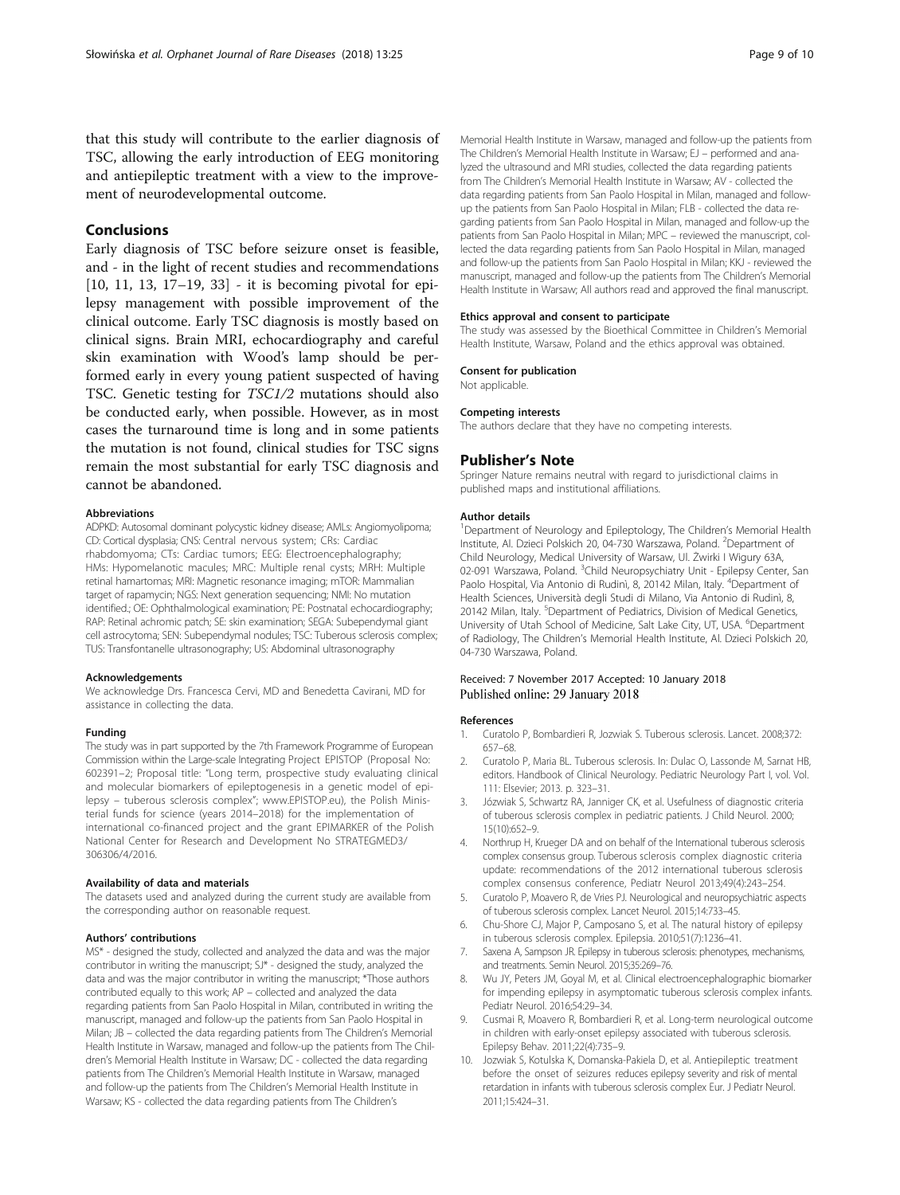that this study will contribute to the earlier diagnosis of TSC, allowing the early introduction of EEG monitoring and antiepileptic treatment with a view to the improvement of neurodevelopmental outcome.

## Conclusions

Early diagnosis of TSC before seizure onset is feasible, and - in the light of recent studies and recommendations [10, 11, 13, 17–19, 33] - it is becoming pivotal for epilepsy management with possible improvement of the clinical outcome. Early TSC diagnosis is mostly based on clinical signs. Brain MRI, echocardiography and careful skin examination with Wood's lamp should be performed early in every young patient suspected of having TSC. Genetic testing for *TSC1/2* mutations should also be conducted early, when possible. However, as in most cases the turnaround time is long and in some patients the mutation is not found, clinical studies for TSC signs remain the most substantial for early TSC diagnosis and cannot be abandoned.

#### Abbreviations

ADPKD: Autosomal dominant polycystic kidney disease; AMLs: Angiomyolipoma; CD: Cortical dysplasia; CNS: Central nervous system; CRs: Cardiac rhabdomyoma; CTs: Cardiac tumors; EEG: Electroencephalography; HMs: Hypomelanotic macules; MRC: Multiple renal cysts; MRH: Multiple retinal hamartomas; MRI: Magnetic resonance imaging; mTOR: Mammalian target of rapamycin; NGS: Next generation sequencing; NMI: No mutation identified.; OE: Ophthalmological examination; PE: Postnatal echocardiography; RAP: Retinal achromic patch; SE: skin examination; SEGA: Subependymal giant cell astrocytoma; SEN: Subependymal nodules; TSC: Tuberous sclerosis complex; TUS: Transfontanelle ultrasonography; US: Abdominal ultrasonography

#### Acknowledgements

We acknowledge Drs. Francesca Cervi, MD and Benedetta Cavirani, MD for assistance in collecting the data.

#### Funding

The study was in part supported by the 7th Framework Programme of European Commission within the Large-scale Integrating Project EPISTOP (Proposal No: 602391–2; Proposal title: "Long term, prospective study evaluating clinical and molecular biomarkers of epileptogenesis in a genetic model of epilepsy – tuberous sclerosis complex"; www.EPISTOP.eu), the Polish Ministerial funds for science (years 2014–2018) for the implementation of international co-financed project and the grant EPIMARKER of the Polish National Center for Research and Development No STRATEGMED3/306306/4/2016.

#### Availability of data and materials

The datasets used and analyzed during the current study are available from the corresponding author on reasonable request.

#### Authors' contributions

MS* - designed the study, collected and analyzed the data and was the major contributor in writing the manuscript; SJ* - designed the study, analyzed the data and was the major contributor in writing the manuscript; *Those authors contributed equally to this work; AP – collected and analyzed the data regarding patients from San Paolo Hospital in Milan, contributed in writing the manuscript, managed and follow-up the patients from San Paolo Hospital in Milan; JB – collected the data regarding patients from The Children's Memorial Health Institute in Warsaw, managed and follow-up the patients from The Children's Memorial Health Institute in Warsaw; DC - collected the data regarding patients from The Children's Memorial Health Institute in Warsaw, managed and follow-up the patients from The Children's Memorial Health Institute in Warsaw; KS - collected the data regarding patients from The Children's Memorial Health Institute in Warsaw, managed and follow-up the patients from The Children's Memorial Health Institute in Warsaw; EJ – performed and analyzed the ultrasound and MRI studies, collected the data regarding patients from The Children's Memorial Health Institute in Warsaw; AV - collected the data regarding patients from San Paolo Hospital in Milan, managed and follow-up the patients from San Paolo Hospital in Milan; FLB - collected the data regarding patients from San Paolo Hospital in Milan, managed and follow-up the patients from San Paolo Hospital in Milan; MPC – reviewed the manuscript, collected the data regarding patients from San Paolo Hospital in Milan, managed and follow-up the patients from San Paolo Hospital in Milan; KKJ - reviewed the manuscript, managed and follow-up the patients from The Children's Memorial Health Institute in Warsaw; All authors read and approved the final manuscript.

#### Ethics approval and consent to participate

The study was assessed by the Bioethical Committee in Children's Memorial Health Institute, Warsaw, Poland and the ethics approval was obtained.

#### Consent for publication

Not applicable.

#### Competing interests

The authors declare that they have no competing interests.

## Publisher's Note

Springer Nature remains neutral with regard to jurisdictional claims in published maps and institutional affiliations.

#### Author details

[1]Department of Neurology and Epileptology, The Children's Memorial Health Institute, Al. Dzieci Polskich 20, 04-730 Warszawa, Poland. [2]Department of Child Neurology, Medical University of Warsaw, Ul. Żwirki I Wigury 63A, 02-091 Warszawa, Poland. [3]Child Neuropsychiatry Unit - Epilepsy Center, San Paolo Hospital, Via Antonio di Rudinì, 8, 20142 Milan, Italy. [4]Department of Health Sciences, Università degli Studi di Milano, Via Antonio di Rudinì, 8, 20142 Milan, Italy. [5]Department of Pediatrics, Division of Medical Genetics, University of Utah School of Medicine, Salt Lake City, UT, USA. [6]Department of Radiology, The Children's Memorial Health Institute, Al. Dzieci Polskich 20, 04-730 Warszawa, Poland.

Received: 7 November 2017 Accepted: 10 January 2018
Published online: 29 January 2018

#### References

1. Curatolo P, Bombardieri R, Jozwiak S. Tuberous sclerosis. Lancet. 2008;372:657–68.
2. Curatolo P, Maria BL. Tuberous sclerosis. In: Dulac O, Lassonde M, Sarnat HB, editors. Handbook of Clinical Neurology. Pediatric Neurology Part I, vol. Vol. 111: Elsevier; 2013. p. 323–31.
3. Józwiak S, Schwartz RA, Janniger CK, et al. Usefulness of diagnostic criteria of tuberous sclerosis complex in pediatric patients. J Child Neurol. 2000;15(10):652–9.
4. Northrup H, Krueger DA and on behalf of the International tuberous sclerosis complex consensus group. Tuberous sclerosis complex diagnostic criteria update: recommendations of the 2012 international tuberous sclerosis complex consensus conference, Pediatr Neurol 2013;49(4):243–254.
5. Curatolo P, Moavero R, de Vries PJ. Neurological and neuropsychiatric aspects of tuberous sclerosis complex. Lancet Neurol. 2015;14:733–45.
6. Chu-Shore CJ, Major P, Camposano S, et al. The natural history of epilepsy in tuberous sclerosis complex. Epilepsia. 2010;51(7):1236–41.
7. Saxena A, Sampson JR. Epilepsy in tuberous sclerosis: phenotypes, mechanisms, and treatments. Semin Neurol. 2015;35:269–76.
8. Wu JY, Peters JM, Goyal M, et al. Clinical electroencephalographic biomarker for impending epilepsy in asymptomatic tuberous sclerosis complex infants. Pediatr Neurol. 2016;54:29–34.
9. Cusmai R, Moavero R, Bombardieri R, et al. Long-term neurological outcome in children with early-onset epilepsy associated with tuberous sclerosis. Epilepsy Behav. 2011;22(4):735–9.
10. Jozwiak S, Kotulska K, Domanska-Pakiela D, et al. Antiepileptic treatment before the onset of seizures reduces epilepsy severity and risk of mental retardation in infants with tuberous sclerosis complex Eur. J Pediatr Neurol. 2011;15:424–31.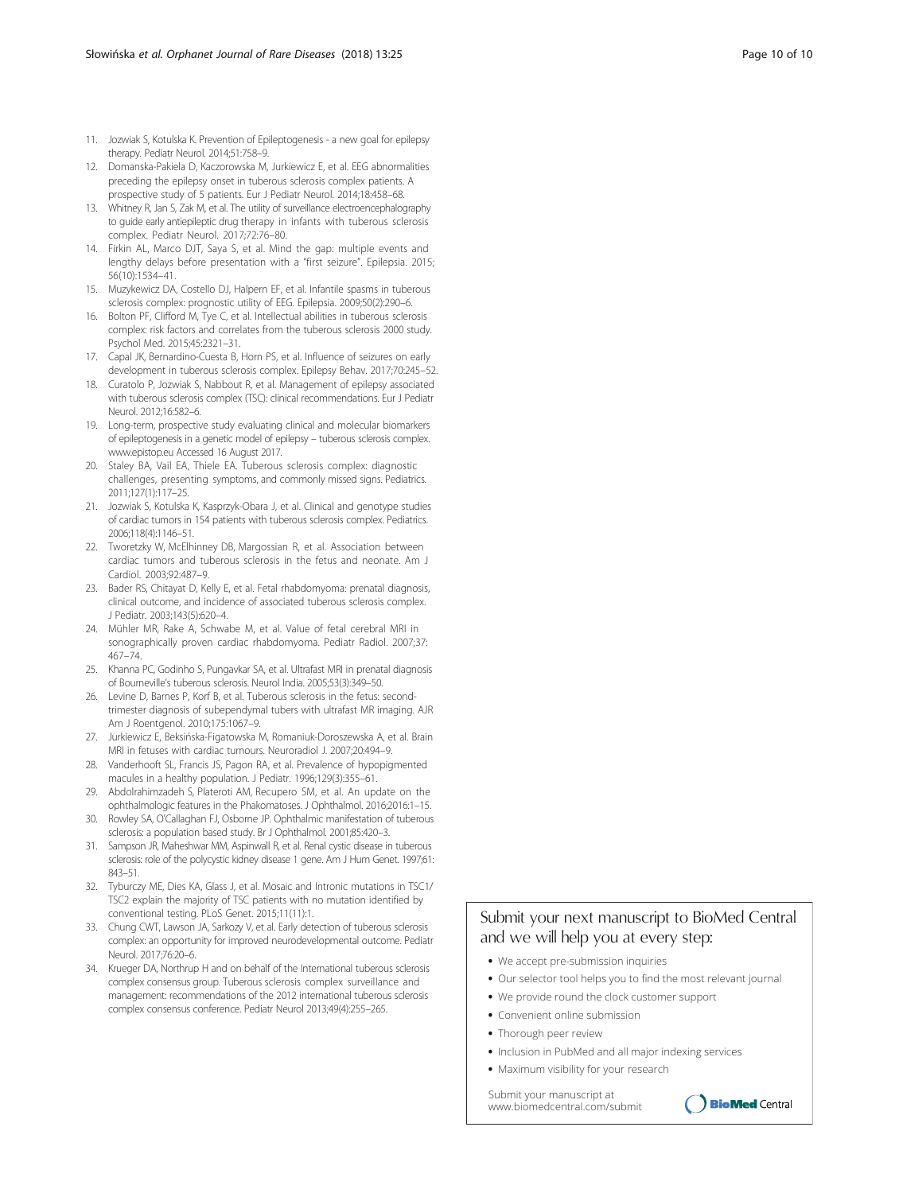11. Jozwiak S, Kotulska K. Prevention of Epileptogenesis - a new goal for epilepsy therapy. Pediatr Neurol. 2014;51:758–9.
12. Domanska-Pakiela D, Kaczorowska M, Jurkiewicz E, et al. EEG abnormalities preceding the epilepsy onset in tuberous sclerosis complex patients. A prospective study of 5 patients. Eur J Pediatr Neurol. 2014;18:458–68.
13. Whitney R, Jan S, Zak M, et al. The utility of surveillance electroencephalography to guide early antiepileptic drug therapy in infants with tuberous sclerosis complex. Pediatr Neurol. 2017;72:76–80.
14. Firkin AL, Marco DJT, Saya S, et al. Mind the gap: multiple events and lengthy delays before presentation with a "first seizure". Epilepsia. 2015; 56(10):1534–41.
15. Muzykewicz DA, Costello DJ, Halpern EF, et al. Infantile spasms in tuberous sclerosis complex: prognostic utility of EEG. Epilepsia. 2009;50(2):290–6.
16. Bolton PF, Clifford M, Tye C, et al. Intellectual abilities in tuberous sclerosis complex: risk factors and correlates from the tuberous sclerosis 2000 study. Psychol Med. 2015;45:2321–31.
17. Capal JK, Bernardino-Cuesta B, Horn PS, et al. Influence of seizures on early development in tuberous sclerosis complex. Epilepsy Behav. 2017;70:245–52.
18. Curatolo P, Jozwiak S, Nabbout R, et al. Management of epilepsy associated with tuberous sclerosis complex (TSC): clinical recommendations. Eur J Pediatr Neurol. 2012;16:582–6.
19. Long-term, prospective study evaluating clinical and molecular biomarkers of epileptogenesis in a genetic model of epilepsy – tuberous sclerosis complex. www.epistop.eu Accessed 16 August 2017.
20. Staley BA, Vail EA, Thiele EA. Tuberous sclerosis complex: diagnostic challenges, presenting symptoms, and commonly missed signs. Pediatrics. 2011;127(1):117–25.
21. Jozwiak S, Kotulska K, Kasprzyk-Obara J, et al. Clinical and genotype studies of cardiac tumors in 154 patients with tuberous sclerosis complex. Pediatrics. 2006;118(4):1146–51.
22. Tworetzky W, McElhinney DB, Margossian R, et al. Association between cardiac tumors and tuberous sclerosis in the fetus and neonate. Am J Cardiol. 2003;92:487–9.
23. Bader RS, Chitayat D, Kelly E, et al. Fetal rhabdomyoma: prenatal diagnosis, clinical outcome, and incidence of associated tuberous sclerosis complex. J Pediatr. 2003;143(5):620–4.
24. Mühler MR, Rake A, Schwabe M, et al. Value of fetal cerebral MRI in sonographically proven cardiac rhabdomyoma. Pediatr Radiol. 2007;37: 467–74.
25. Khanna PC, Godinho S, Pungavkar SA, et al. Ultrafast MRI in prenatal diagnosis of Bourneville's tuberous sclerosis. Neurol India. 2005;53(3):349–50.
26. Levine D, Barnes P, Korf B, et al. Tuberous sclerosis in the fetus: second-trimester diagnosis of subependymal tubers with ultrafast MR imaging. AJR Am J Roentgenol. 2010;175:1067–9.
27. Jurkiewicz E, Beksińska-Figatowska M, Romaniuk-Doroszewska A, et al. Brain MRI in fetuses with cardiac tumours. Neuroradiol J. 2007;20:494–9.
28. Vanderhooft SL, Francis JS, Pagon RA, et al. Prevalence of hypopigmented macules in a healthy population. J Pediatr. 1996;129(3):355–61.
29. Abdolrahimzadeh S, Plateroti AM, Recupero SM, et al. An update on the ophthalmologic features in the Phakomatoses. J Ophthalmol. 2016;2016:1–15.
30. Rowley SA, O'Callaghan FJ, Osborne JP. Ophthalmic manifestation of tuberous sclerosis: a population based study. Br J Ophthalmol. 2001;85:420–3.
31. Sampson JR, Maheshwar MM, Aspinwall R, et al. Renal cystic disease in tuberous sclerosis: role of the polycystic kidney disease 1 gene. Am J Hum Genet. 1997;61: 843–51.
32. Tyburczy ME, Dies KA, Glass J, et al. Mosaic and Intronic mutations in TSC1/ TSC2 explain the majority of TSC patients with no mutation identified by conventional testing. PLoS Genet. 2015;11(11):1.
33. Chung CWT, Lawson JA, Sarkozy V, et al. Early detection of tuberous sclerosis complex: an opportunity for improved neurodevelopmental outcome. Pediatr Neurol. 2017;76:20–6.
34. Krueger DA, Northrup H and on behalf of the International tuberous sclerosis complex consensus group. Tuberous sclerosis complex surveillance and management: recommendations of the 2012 international tuberous sclerosis complex consensus conference. Pediatr Neurol 2013;49(4):255–265.

Submit your next manuscript to BioMed Central and we will help you at every step:

- We accept pre-submission inquiries
- Our selector tool helps you to find the most relevant journal
- We provide round the clock customer support
- Convenient online submission
- Thorough peer review
- Inclusion in PubMed and all major indexing services
- Maximum visibility for your research

Submit your manuscript at www.biomedcentral.com/submit

BioMed Central